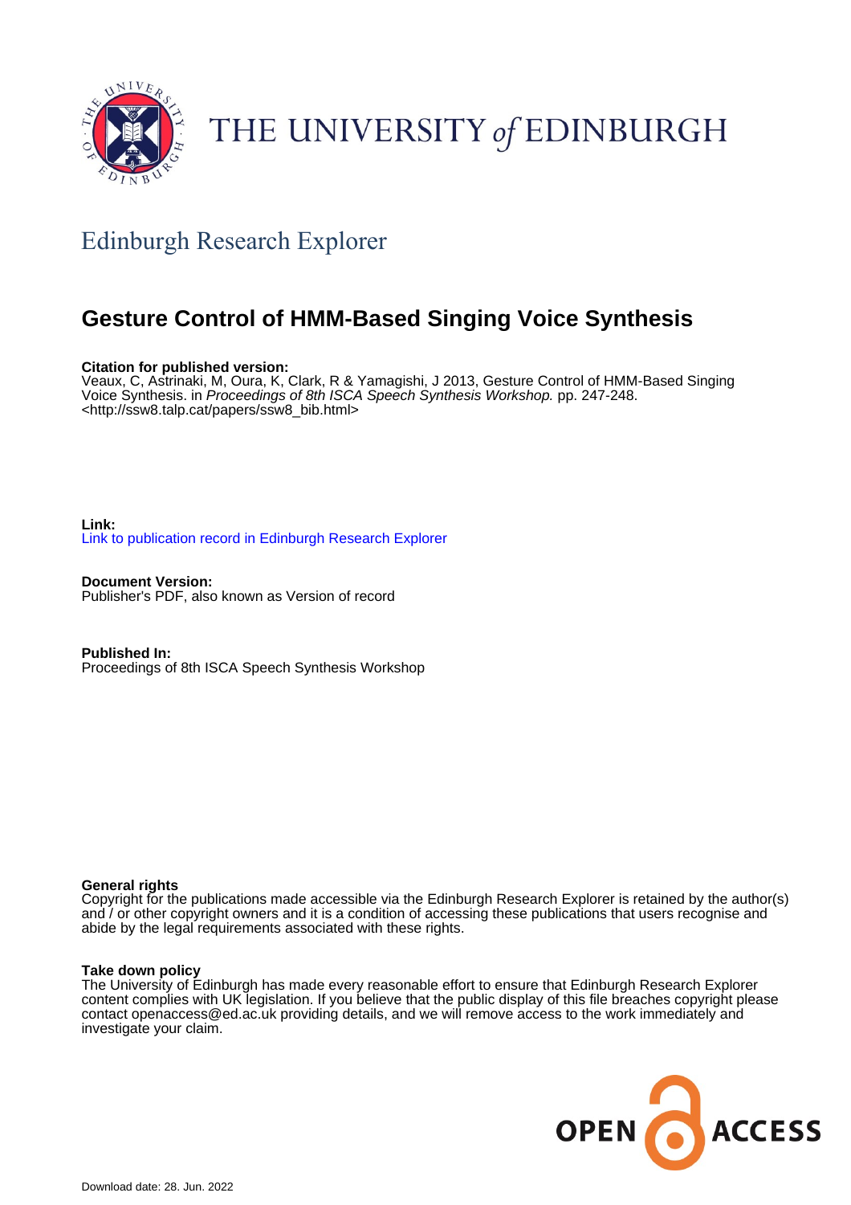THE UNIVERSITY *of* EDINBURGH

## Edinburgh Research Explorer

# Gesture Control of HMM-Based Singing Voice Synthesis

**Citation for published version:**
Veaux, C, Astrinaki, M, Oura, K, Clark, R & Yamagishi, J 2013, Gesture Control of HMM-Based Singing Voice Synthesis. in *Proceedings of 8th ISCA Speech Synthesis Workshop.* pp. 247-248. <http://ssw8.talp.cat/papers/ssw8_bib.html>

**Link:**
Link to publication record in Edinburgh Research Explorer

**Document Version:**
Publisher's PDF, also known as Version of record

**Published In:**
Proceedings of 8th ISCA Speech Synthesis Workshop

**General rights**
Copyright for the publications made accessible via the Edinburgh Research Explorer is retained by the author(s) and / or other copyright owners and it is a condition of accessing these publications that users recognise and abide by the legal requirements associated with these rights.

**Take down policy**
The University of Edinburgh has made every reasonable effort to ensure that Edinburgh Research Explorer content complies with UK legislation. If you believe that the public display of this file breaches copyright please contact openaccess@ed.ac.uk providing details, and we will remove access to the work immediately and investigate your claim.

OPEN ACCESS

Download date: 28. Jun. 2022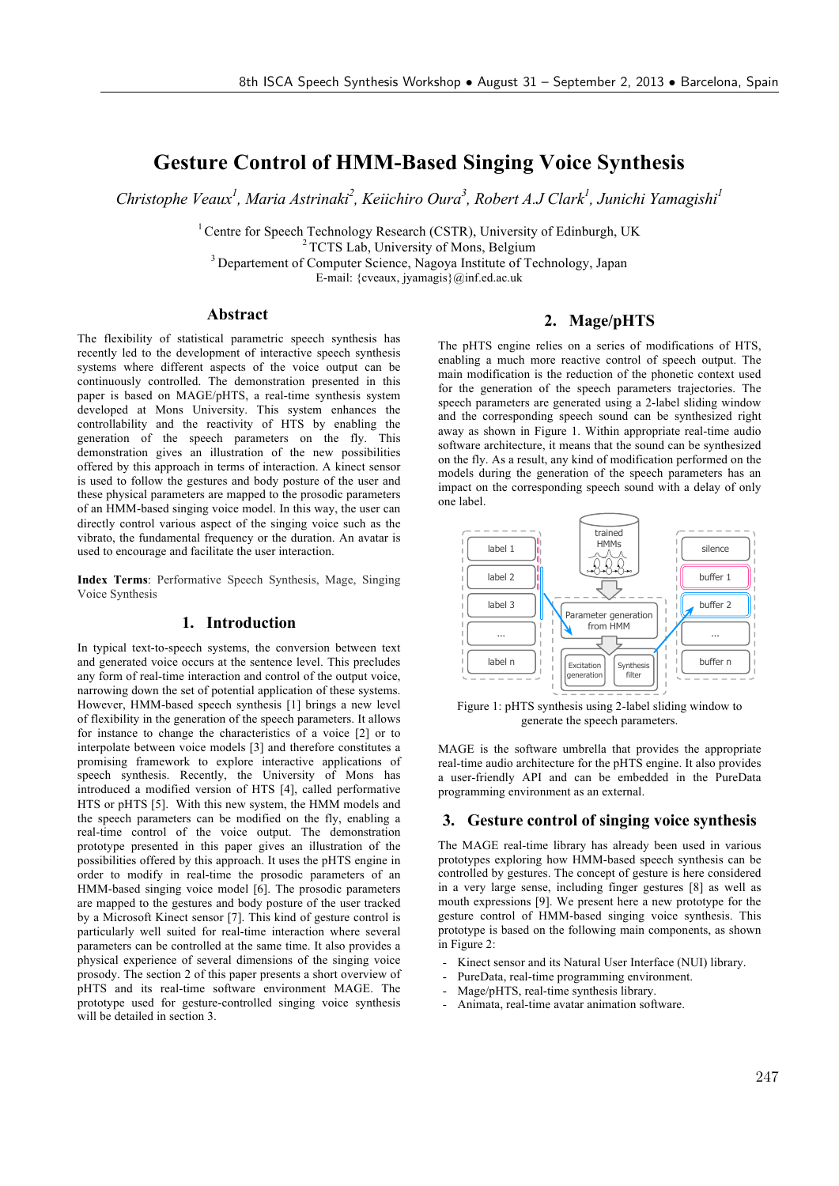# Gesture Control of HMM-Based Singing Voice Synthesis

*Christophe Veaux[1], Maria Astrinaki[2], Keiichiro Oura[3], Robert A.J Clark[1], Junichi Yamagishi[1]*

[1] Centre for Speech Technology Research (CSTR), University of Edinburgh, UK
[2] TCTS Lab, University of Mons, Belgium
[3] Departement of Computer Science, Nagoya Institute of Technology, Japan
E-mail: {cveaux, jyamagis}@inf.ed.ac.uk

## Abstract

The flexibility of statistical parametric speech synthesis has recently led to the development of interactive speech synthesis systems where different aspects of the voice output can be continuously controlled. The demonstration presented in this paper is based on MAGE/pHTS, a real-time synthesis system developed at Mons University. This system enhances the controllability and the reactivity of HTS by enabling the generation of the speech parameters on the fly. This demonstration gives an illustration of the new possibilities offered by this approach in terms of interaction. A kinect sensor is used to follow the gestures and body posture of the user and these physical parameters are mapped to the prosodic parameters of an HMM-based singing voice model. In this way, the user can directly control various aspect of the singing voice such as the vibrato, the fundamental frequency or the duration. An avatar is used to encourage and facilitate the user interaction.

**Index Terms**: Performative Speech Synthesis, Mage, Singing Voice Synthesis

## 1. Introduction

In typical text-to-speech systems, the conversion between text and generated voice occurs at the sentence level. This precludes any form of real-time interaction and control of the output voice, narrowing down the set of potential application of these systems. However, HMM-based speech synthesis [1] brings a new level of flexibility in the generation of the speech parameters. It allows for instance to change the characteristics of a voice [2] or to interpolate between voice models [3] and therefore constitutes a promising framework to explore interactive applications of speech synthesis. Recently, the University of Mons has introduced a modified version of HTS [4], called performative HTS or pHTS [5]. With this new system, the HMM models and the speech parameters can be modified on the fly, enabling a real-time control of the voice output. The demonstration prototype presented in this paper gives an illustration of the possibilities offered by this approach. It uses the pHTS engine in order to modify in real-time the prosodic parameters of an HMM-based singing voice model [6]. The prosodic parameters are mapped to the gestures and body posture of the user tracked by a Microsoft Kinect sensor [7]. This kind of gesture control is particularly well suited for real-time interaction where several parameters can be controlled at the same time. It also provides a physical experience of several dimensions of the singing voice prosody. The section 2 of this paper presents a short overview of pHTS and its real-time software environment MAGE. The prototype used for gesture-controlled singing voice synthesis will be detailed in section 3.

## 2. Mage/pHTS

The pHTS engine relies on a series of modifications of HTS, enabling a much more reactive control of speech output. The main modification is the reduction of the phonetic context used for the generation of the speech parameters trajectories. The speech parameters are generated using a 2-label sliding window and the corresponding speech sound can be synthesized right away as shown in Figure 1. Within appropriate real-time audio software architecture, it means that the sound can be synthesized on the fly. As a result, any kind of modification performed on the models during the generation of the speech parameters has an impact on the corresponding speech sound with a delay of only one label.

Figure 1: pHTS synthesis using 2-label sliding window to generate the speech parameters.

MAGE is the software umbrella that provides the appropriate real-time audio architecture for the pHTS engine. It also provides a user-friendly API and can be embedded in the PureData programming environment as an external.

## 3. Gesture control of singing voice synthesis

The MAGE real-time library has already been used in various prototypes exploring how HMM-based speech synthesis can be controlled by gestures. The concept of gesture is here considered in a very large sense, including finger gestures [8] as well as mouth expressions [9]. We present here a new prototype for the gesture control of HMM-based singing voice synthesis. This prototype is based on the following main components, as shown in Figure 2:

- Kinect sensor and its Natural User Interface (NUI) library.
- PureData, real-time programming environment.
- Mage/pHTS, real-time synthesis library.
- Animata, real-time avatar animation software.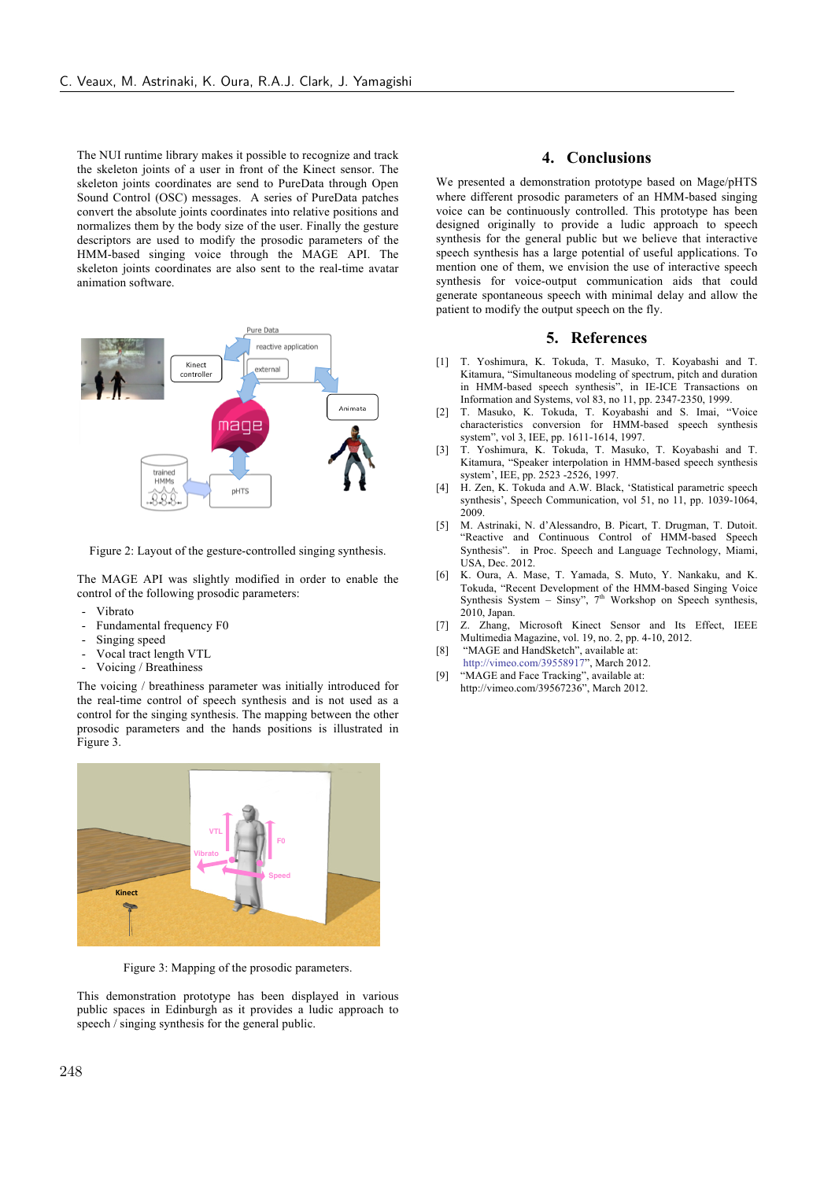The NUI runtime library makes it possible to recognize and track the skeleton joints of a user in front of the Kinect sensor. The skeleton joints coordinates are send to PureData through Open Sound Control (OSC) messages. A series of PureData patches convert the absolute joints coordinates into relative positions and normalizes them by the body size of the user. Finally the gesture descriptors are used to modify the prosodic parameters of the HMM-based singing voice through the MAGE API. The skeleton joints coordinates are also sent to the real-time avatar animation software.

Figure 2: Layout of the gesture-controlled singing synthesis.

The MAGE API was slightly modified in order to enable the control of the following prosodic parameters:

- Vibrato
- Fundamental frequency F0
- Singing speed
- Vocal tract length VTL
- Voicing / Breathiness

The voicing / breathiness parameter was initially introduced for the real-time control of speech synthesis and is not used as a control for the singing synthesis. The mapping between the other prosodic parameters and the hands positions is illustrated in Figure 3.

Figure 3: Mapping of the prosodic parameters.

This demonstration prototype has been displayed in various public spaces in Edinburgh as it provides a ludic approach to speech / singing synthesis for the general public.

## 4. Conclusions

We presented a demonstration prototype based on Mage/pHTS where different prosodic parameters of an HMM-based singing voice can be continuously controlled. This prototype has been designed originally to provide a ludic approach to speech synthesis for the general public but we believe that interactive speech synthesis has a large potential of useful applications. To mention one of them, we envision the use of interactive speech synthesis for voice-output communication aids that could generate spontaneous speech with minimal delay and allow the patient to modify the output speech on the fly.

## 5. References

[1] T. Yoshimura, K. Tokuda, T. Masuko, T. Koyabashi and T. Kitamura, "Simultaneous modeling of spectrum, pitch and duration in HMM-based speech synthesis", in IE-ICE Transactions on Information and Systems, vol 83, no 11, pp. 2347-2350, 1999.

[2] T. Masuko, K. Tokuda, T. Koyabashi and S. Imai, "Voice characteristics conversion for HMM-based speech synthesis system", vol 3, IEE, pp. 1611-1614, 1997.

[3] T. Yoshimura, K. Tokuda, T. Masuko, T. Koyabashi and T. Kitamura, "Speaker interpolation in HMM-based speech synthesis system', IEE, pp. 2523 -2526, 1997.

[4] H. Zen, K. Tokuda and A.W. Black, 'Statistical parametric speech synthesis', Speech Communication, vol 51, no 11, pp. 1039-1064, 2009.

[5] M. Astrinaki, N. d'Alessandro, B. Picart, T. Drugman, T. Dutoit. "Reactive and Continuous Control of HMM-based Speech Synthesis". in Proc. Speech and Language Technology, Miami, USA, Dec. 2012.

[6] K. Oura, A. Mase, T. Yamada, S. Muto, Y. Nankaku, and K. Tokuda, "Recent Development of the HMM-based Singing Voice Synthesis System – Sinsy", 7th Workshop on Speech synthesis, 2010, Japan.

[7] Z. Zhang, Microsoft Kinect Sensor and Its Effect, IEEE Multimedia Magazine, vol. 19, no. 2, pp. 4-10, 2012.

[8] "MAGE and HandSketch", available at: http://vimeo.com/39558917", March 2012.

[9] "MAGE and Face Tracking", available at: http://vimeo.com/39567236", March 2012.